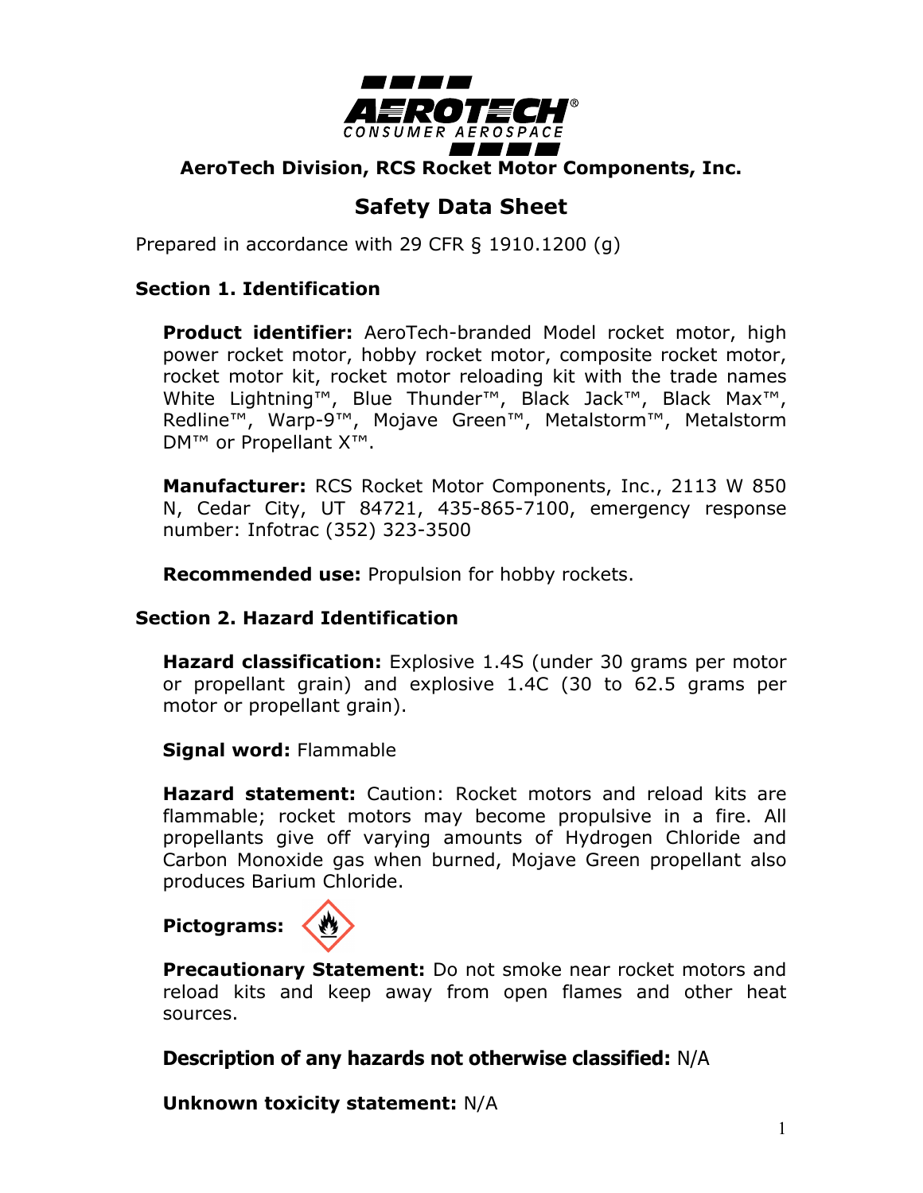**AeroTech Division, RCS Rocket Motor Components, Inc.**

# Safety Data Sheet

Prepared in accordance with 29 CFR § 1910.1200 (g)

## Section 1. Identification

**Product identifier:** AeroTech-branded Model rocket motor, high power rocket motor, hobby rocket motor, composite rocket motor, rocket motor kit, rocket motor reloading kit with the trade names White Lightning™, Blue Thunder™, Black Jack™, Black Max™, Redline™, Warp-9™, Mojave Green™, Metalstorm™, Metalstorm DM™ or Propellant X™.

**Manufacturer:** RCS Rocket Motor Components, Inc., 2113 W 850 N, Cedar City, UT 84721, 435-865-7100, emergency response number: Infotrac (352) 323-3500

**Recommended use:** Propulsion for hobby rockets.

## Section 2. Hazard Identification

**Hazard classification:** Explosive 1.4S (under 30 grams per motor or propellant grain) and explosive 1.4C (30 to 62.5 grams per motor or propellant grain).

**Signal word:** Flammable

**Hazard statement:** Caution: Rocket motors and reload kits are flammable; rocket motors may become propulsive in a fire. All propellants give off varying amounts of Hydrogen Chloride and Carbon Monoxide gas when burned, Mojave Green propellant also produces Barium Chloride.

**Pictograms:**

**Precautionary Statement:** Do not smoke near rocket motors and reload kits and keep away from open flames and other heat sources.

**Description of any hazards not otherwise classified:** N/A

**Unknown toxicity statement:** N/A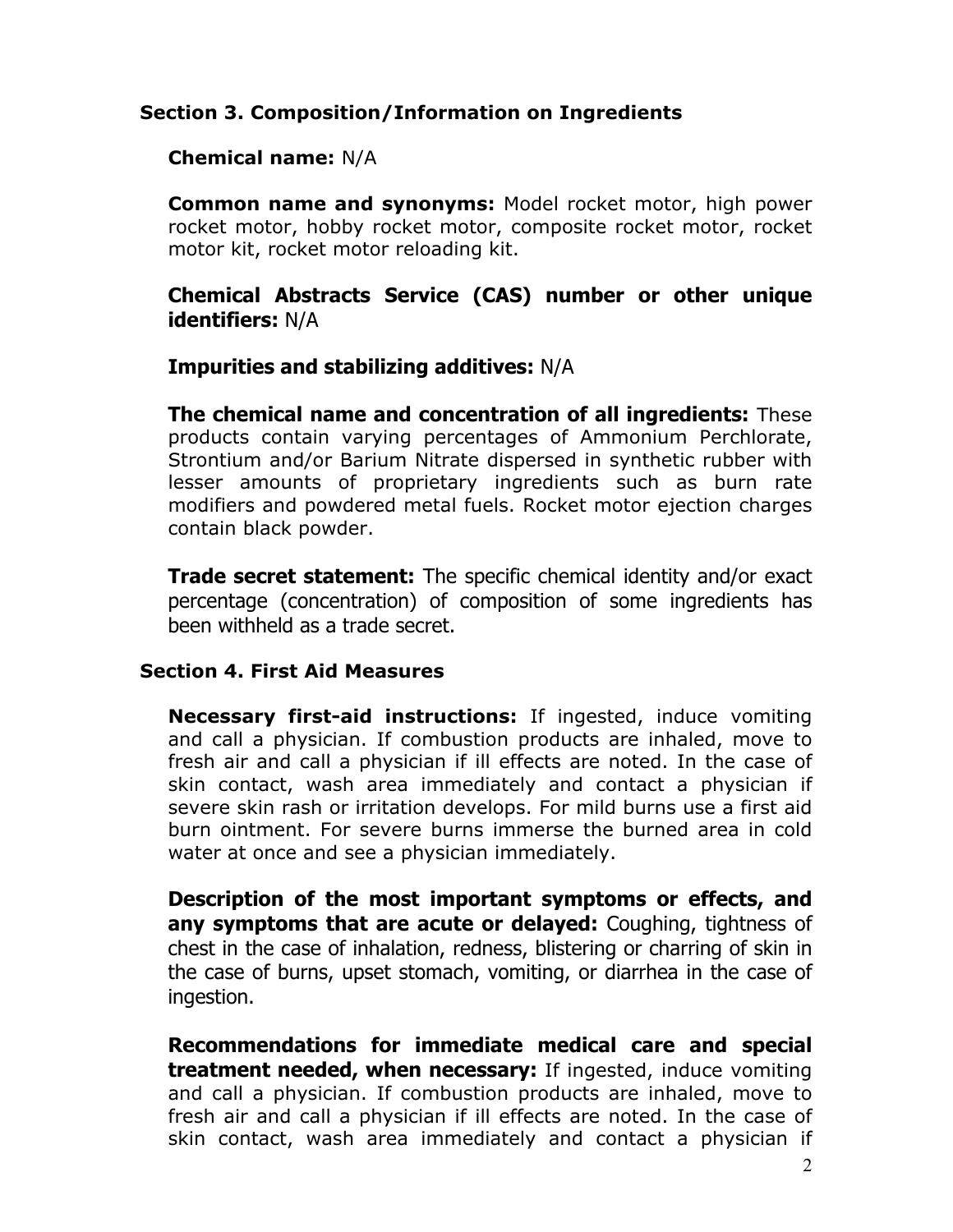## Section 3. Composition/Information on Ingredients

**Chemical name:** N/A

**Common name and synonyms:** Model rocket motor, high power rocket motor, hobby rocket motor, composite rocket motor, rocket motor kit, rocket motor reloading kit.

**Chemical Abstracts Service (CAS) number or other unique identifiers:** N/A

**Impurities and stabilizing additives:** N/A

**The chemical name and concentration of all ingredients:** These products contain varying percentages of Ammonium Perchlorate, Strontium and/or Barium Nitrate dispersed in synthetic rubber with lesser amounts of proprietary ingredients such as burn rate modifiers and powdered metal fuels. Rocket motor ejection charges contain black powder.

**Trade secret statement:** The specific chemical identity and/or exact percentage (concentration) of composition of some ingredients has been withheld as a trade secret.

## Section 4. First Aid Measures

**Necessary first-aid instructions:** If ingested, induce vomiting and call a physician. If combustion products are inhaled, move to fresh air and call a physician if ill effects are noted. In the case of skin contact, wash area immediately and contact a physician if severe skin rash or irritation develops. For mild burns use a first aid burn ointment. For severe burns immerse the burned area in cold water at once and see a physician immediately.

**Description of the most important symptoms or effects, and any symptoms that are acute or delayed:** Coughing, tightness of chest in the case of inhalation, redness, blistering or charring of skin in the case of burns, upset stomach, vomiting, or diarrhea in the case of ingestion.

**Recommendations for immediate medical care and special treatment needed, when necessary:** If ingested, induce vomiting and call a physician. If combustion products are inhaled, move to fresh air and call a physician if ill effects are noted. In the case of skin contact, wash area immediately and contact a physician if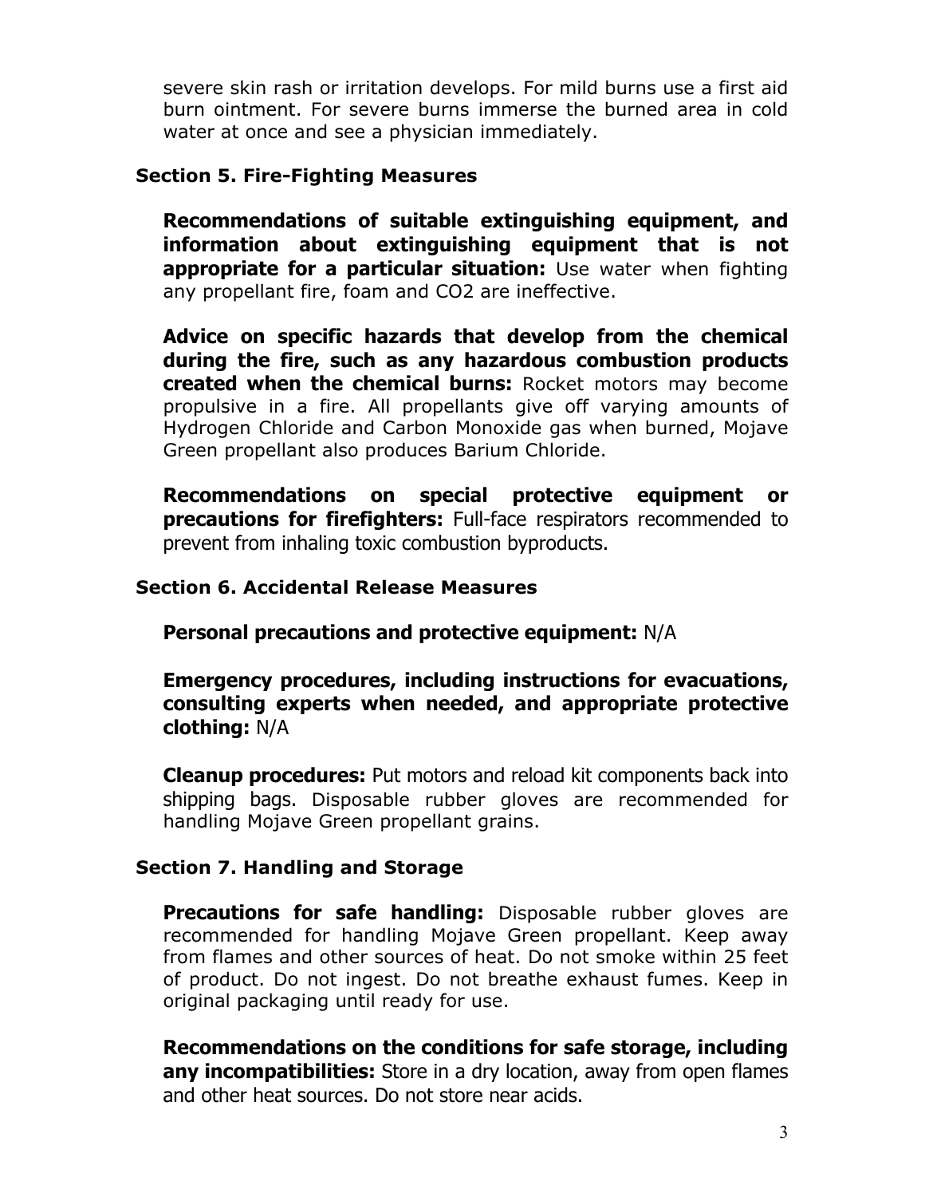severe skin rash or irritation develops. For mild burns use a first aid burn ointment. For severe burns immerse the burned area in cold water at once and see a physician immediately.

### Section 5. Fire-Fighting Measures

**Recommendations of suitable extinguishing equipment, and information about extinguishing equipment that is not appropriate for a particular situation:** Use water when fighting any propellant fire, foam and CO2 are ineffective.

**Advice on specific hazards that develop from the chemical during the fire, such as any hazardous combustion products created when the chemical burns:** Rocket motors may become propulsive in a fire. All propellants give off varying amounts of Hydrogen Chloride and Carbon Monoxide gas when burned, Mojave Green propellant also produces Barium Chloride.

**Recommendations on special protective equipment or precautions for firefighters:** Full-face respirators recommended to prevent from inhaling toxic combustion byproducts.

### Section 6. Accidental Release Measures

**Personal precautions and protective equipment:** N/A

**Emergency procedures, including instructions for evacuations, consulting experts when needed, and appropriate protective clothing:** N/A

**Cleanup procedures:** Put motors and reload kit components back into shipping bags. Disposable rubber gloves are recommended for handling Mojave Green propellant grains.

### Section 7. Handling and Storage

**Precautions for safe handling:** Disposable rubber gloves are recommended for handling Mojave Green propellant. Keep away from flames and other sources of heat. Do not smoke within 25 feet of product. Do not ingest. Do not breathe exhaust fumes. Keep in original packaging until ready for use.

**Recommendations on the conditions for safe storage, including any incompatibilities:** Store in a dry location, away from open flames and other heat sources. Do not store near acids.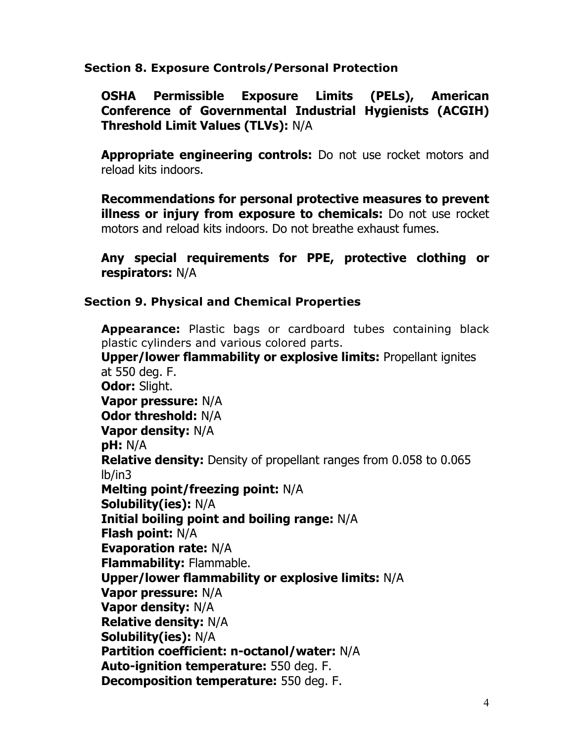### Section 8. Exposure Controls/Personal Protection

**OSHA Permissible Exposure Limits (PELs), American Conference of Governmental Industrial Hygienists (ACGIH) Threshold Limit Values (TLVs):** N/A

**Appropriate engineering controls:** Do not use rocket motors and reload kits indoors.

**Recommendations for personal protective measures to prevent illness or injury from exposure to chemicals:** Do not use rocket motors and reload kits indoors. Do not breathe exhaust fumes.

**Any special requirements for PPE, protective clothing or respirators:** N/A

### Section 9. Physical and Chemical Properties

**Appearance:** Plastic bags or cardboard tubes containing black plastic cylinders and various colored parts.
**Upper/lower flammability or explosive limits:** Propellant ignites at 550 deg. F.
**Odor:** Slight.
**Vapor pressure:** N/A
**Odor threshold:** N/A
**Vapor density:** N/A
**pH:** N/A
**Relative density:** Density of propellant ranges from 0.058 to 0.065 lb/in3
**Melting point/freezing point:** N/A
**Solubility(ies):** N/A
**Initial boiling point and boiling range:** N/A
**Flash point:** N/A
**Evaporation rate:** N/A
**Flammability:** Flammable.
**Upper/lower flammability or explosive limits:** N/A
**Vapor pressure:** N/A
**Vapor density:** N/A
**Relative density:** N/A
**Solubility(ies):** N/A
**Partition coefficient: n-octanol/water:** N/A
**Auto-ignition temperature:** 550 deg. F.
**Decomposition temperature:** 550 deg. F.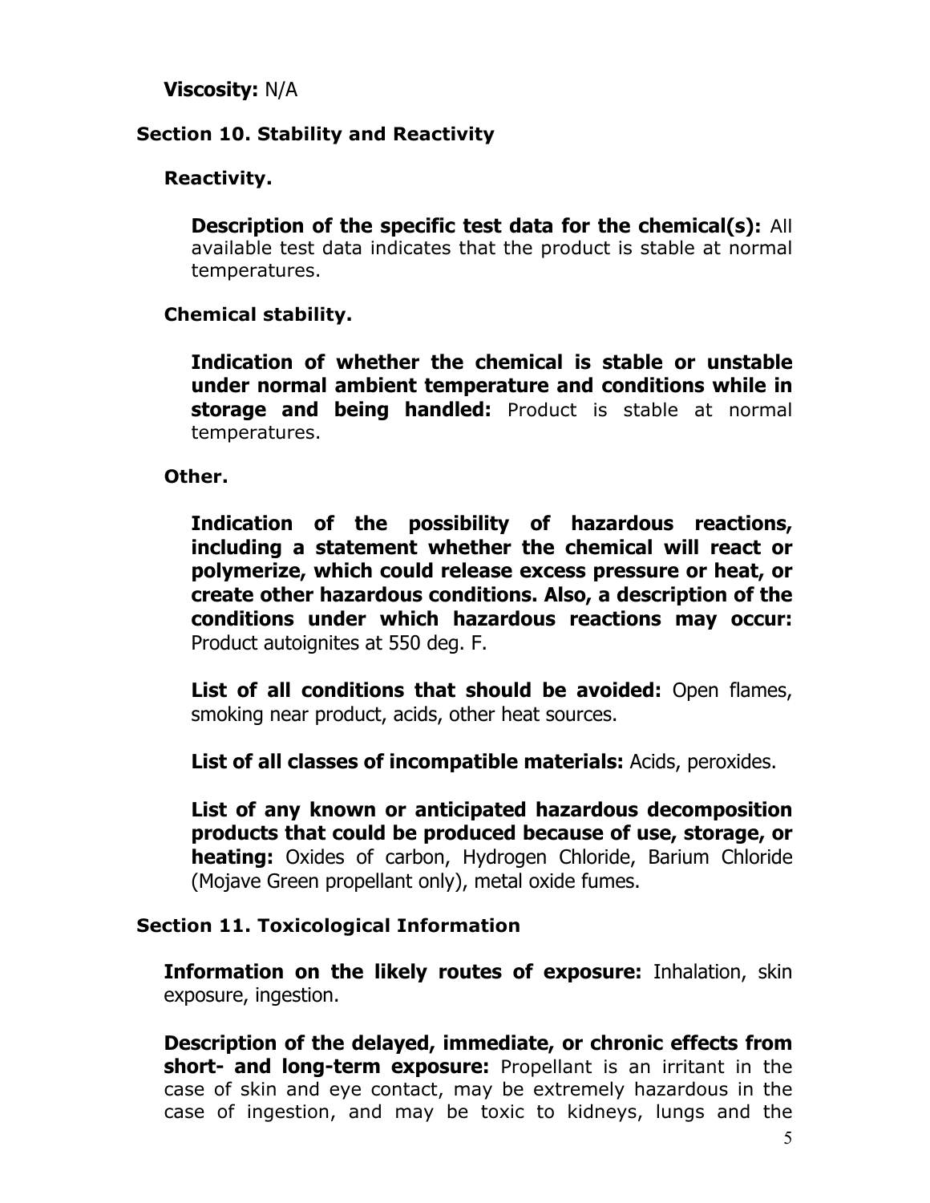**Viscosity:** N/A

## Section 10. Stability and Reactivity

### Reactivity.

**Description of the specific test data for the chemical(s):** All available test data indicates that the product is stable at normal temperatures.

### Chemical stability.

**Indication of whether the chemical is stable or unstable under normal ambient temperature and conditions while in storage and being handled:** Product is stable at normal temperatures.

### Other.

**Indication of the possibility of hazardous reactions, including a statement whether the chemical will react or polymerize, which could release excess pressure or heat, or create other hazardous conditions. Also, a description of the conditions under which hazardous reactions may occur:** Product autoignites at 550 deg. F.

**List of all conditions that should be avoided:** Open flames, smoking near product, acids, other heat sources.

**List of all classes of incompatible materials:** Acids, peroxides.

**List of any known or anticipated hazardous decomposition products that could be produced because of use, storage, or heating:** Oxides of carbon, Hydrogen Chloride, Barium Chloride (Mojave Green propellant only), metal oxide fumes.

## Section 11. Toxicological Information

**Information on the likely routes of exposure:** Inhalation, skin exposure, ingestion.

**Description of the delayed, immediate, or chronic effects from short- and long-term exposure:** Propellant is an irritant in the case of skin and eye contact, may be extremely hazardous in the case of ingestion, and may be toxic to kidneys, lungs and the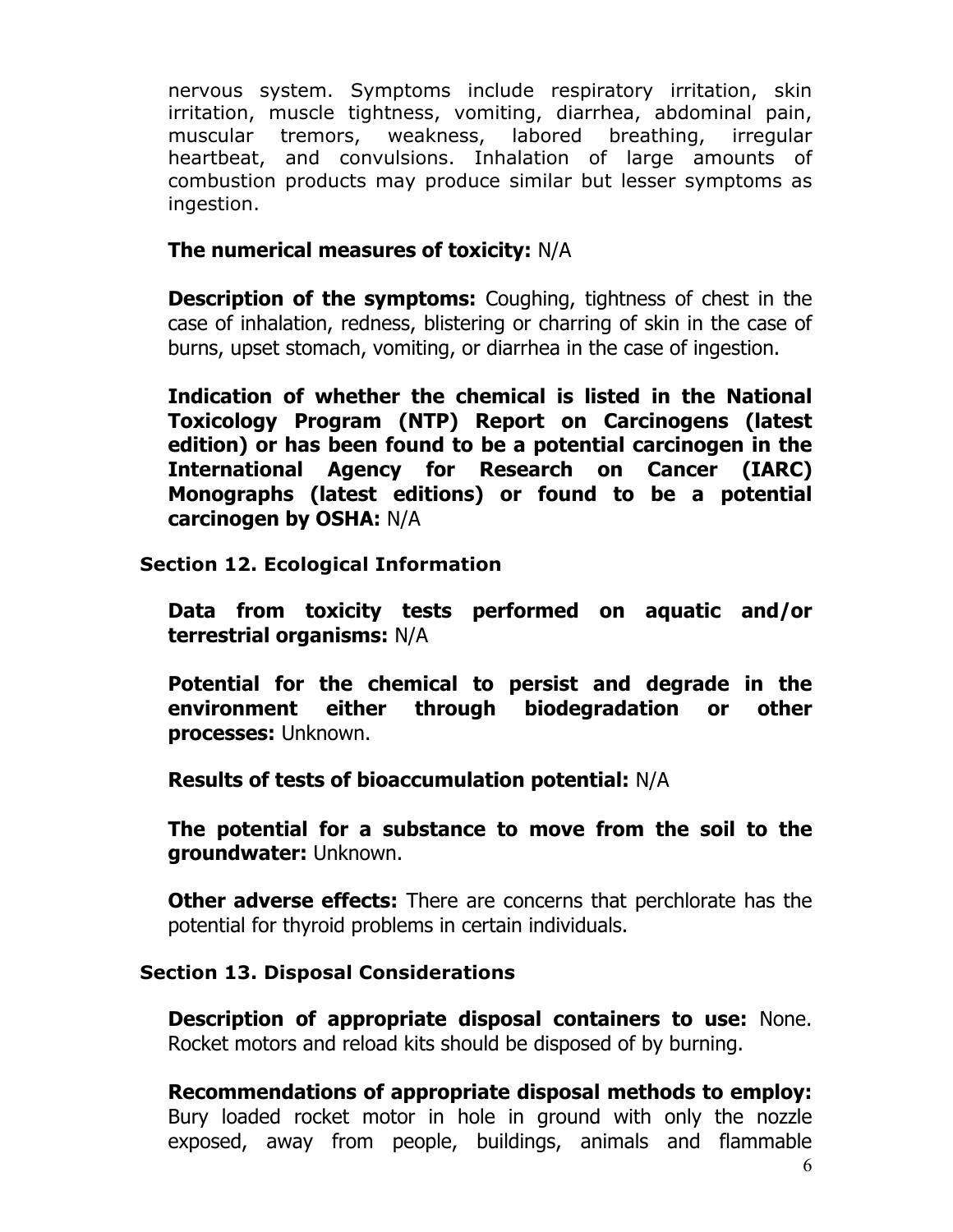nervous system. Symptoms include respiratory irritation, skin irritation, muscle tightness, vomiting, diarrhea, abdominal pain, muscular tremors, weakness, labored breathing, irregular heartbeat, and convulsions. Inhalation of large amounts of combustion products may produce similar but lesser symptoms as ingestion.

**The numerical measures of toxicity:** N/A

**Description of the symptoms:** Coughing, tightness of chest in the case of inhalation, redness, blistering or charring of skin in the case of burns, upset stomach, vomiting, or diarrhea in the case of ingestion.

**Indication of whether the chemical is listed in the National Toxicology Program (NTP) Report on Carcinogens (latest edition) or has been found to be a potential carcinogen in the International Agency for Research on Cancer (IARC) Monographs (latest editions) or found to be a potential carcinogen by OSHA:** N/A

## Section 12. Ecological Information

**Data from toxicity tests performed on aquatic and/or terrestrial organisms:** N/A

**Potential for the chemical to persist and degrade in the environment either through biodegradation or other processes:** Unknown.

**Results of tests of bioaccumulation potential:** N/A

**The potential for a substance to move from the soil to the groundwater:** Unknown.

**Other adverse effects:** There are concerns that perchlorate has the potential for thyroid problems in certain individuals.

## Section 13. Disposal Considerations

**Description of appropriate disposal containers to use:** None. Rocket motors and reload kits should be disposed of by burning.

**Recommendations of appropriate disposal methods to employ:** Bury loaded rocket motor in hole in ground with only the nozzle exposed, away from people, buildings, animals and flammable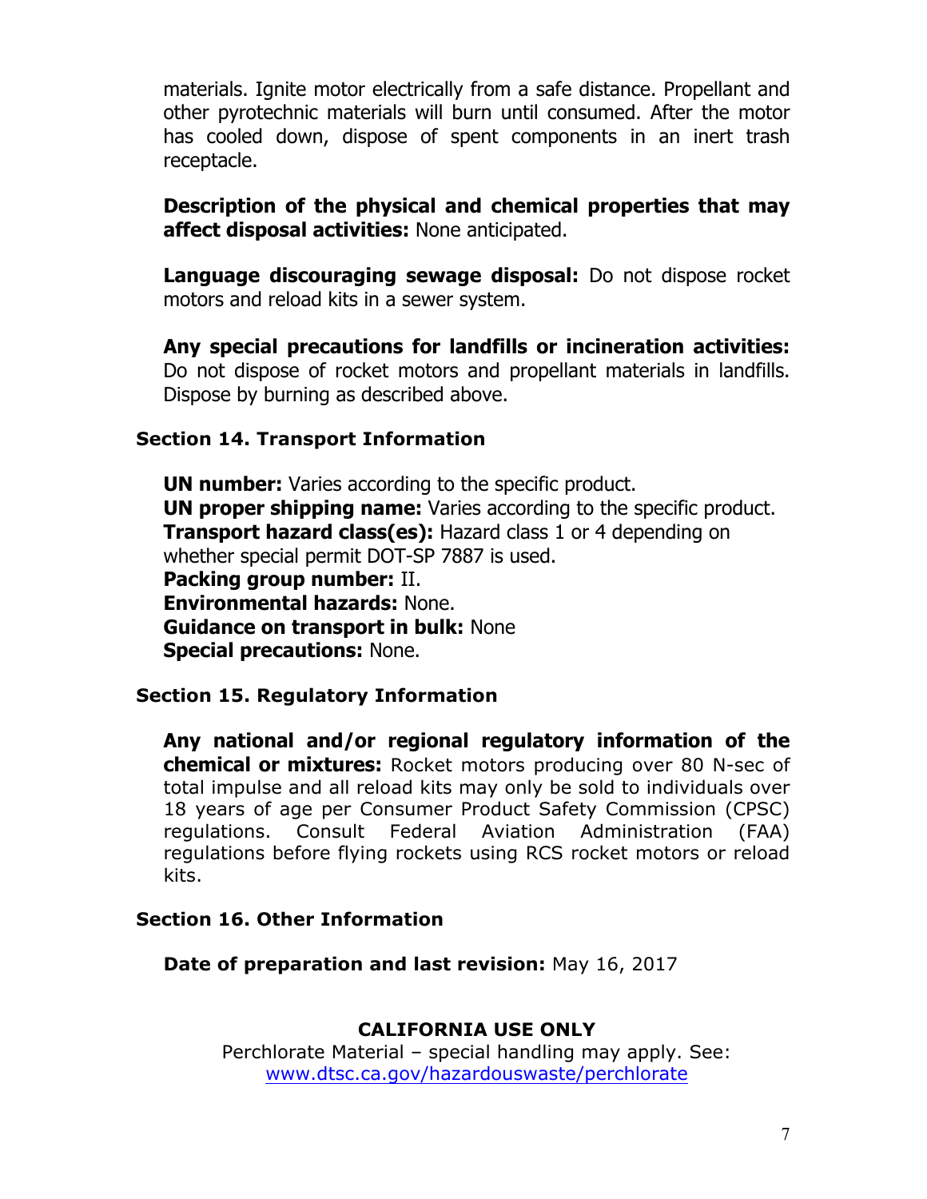materials. Ignite motor electrically from a safe distance. Propellant and other pyrotechnic materials will burn until consumed. After the motor has cooled down, dispose of spent components in an inert trash receptacle.

**Description of the physical and chemical properties that may affect disposal activities:** None anticipated.

**Language discouraging sewage disposal:** Do not dispose rocket motors and reload kits in a sewer system.

**Any special precautions for landfills or incineration activities:** Do not dispose of rocket motors and propellant materials in landfills. Dispose by burning as described above.

## Section 14. Transport Information

**UN number:** Varies according to the specific product.
**UN proper shipping name:** Varies according to the specific product.
**Transport hazard class(es):** Hazard class 1 or 4 depending on whether special permit DOT-SP 7887 is used.
**Packing group number:** II.
**Environmental hazards:** None.
**Guidance on transport in bulk:** None
**Special precautions:** None.

## Section 15. Regulatory Information

**Any national and/or regional regulatory information of the chemical or mixtures:** Rocket motors producing over 80 N-sec of total impulse and all reload kits may only be sold to individuals over 18 years of age per Consumer Product Safety Commission (CPSC) regulations. Consult Federal Aviation Administration (FAA) regulations before flying rockets using RCS rocket motors or reload kits.

## Section 16. Other Information

**Date of preparation and last revision:** May 16, 2017

**CALIFORNIA USE ONLY**
Perchlorate Material – special handling may apply. See: www.dtsc.ca.gov/hazardouswaste/perchlorate